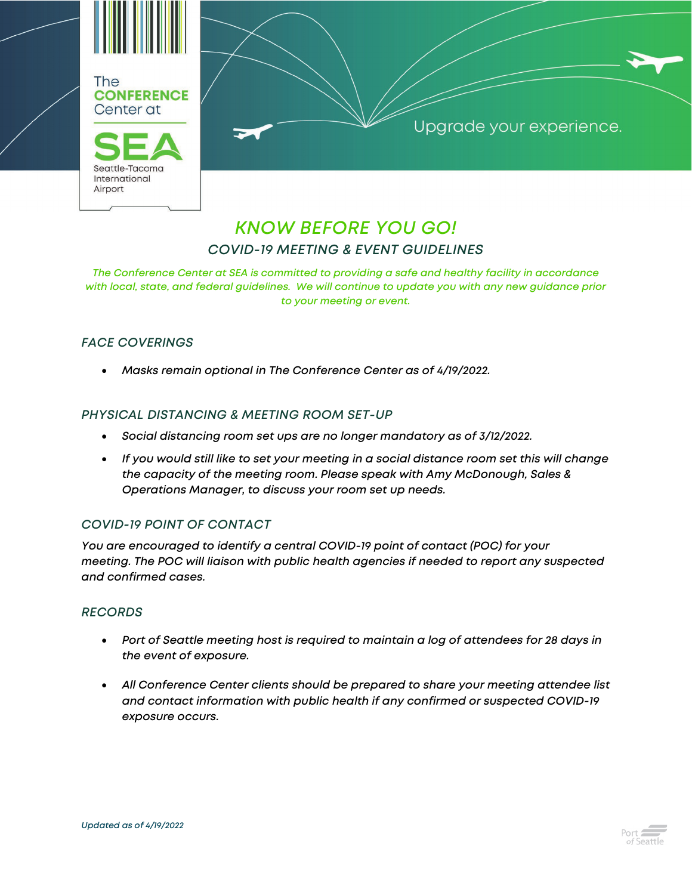The CONFERENCE Center at

SEA Seattle-Tacoma International Airport

Upgrade your experience.

# *KNOW BEFORE YOU GO!*

## *COVID-19 MEETING & EVENT GUIDELINES*

*The Conference Center at SEA is committed to providing a safe and healthy facility in accordance with local, state, and federal guidelines. We will continue to update you with any new guidance prior to your meeting or event.*

### *FACE COVERINGS*

- *Masks remain optional in The Conference Center as of 4/19/2022.*

### *PHYSICAL DISTANCING & MEETING ROOM SET-UP*

- *Social distancing room set ups are no longer mandatory as of 3/12/2022.*
- *If you would still like to set your meeting in a social distance room set this will change the capacity of the meeting room. Please speak with Amy McDonough, Sales & Operations Manager, to discuss your room set up needs.*

### *COVID-19 POINT OF CONTACT*

*You are encouraged to identify a central COVID-19 point of contact (POC) for your meeting. The POC will liaison with public health agencies if needed to report any suspected and confirmed cases.*

### *RECORDS*

- *Port of Seattle meeting host is required to maintain a log of attendees for 28 days in the event of exposure.*
- *All Conference Center clients should be prepared to share your meeting attendee list and contact information with public health if any confirmed or suspected COVID-19 exposure occurs.*

*Updated as of 4/19/2022*

Port of Seattle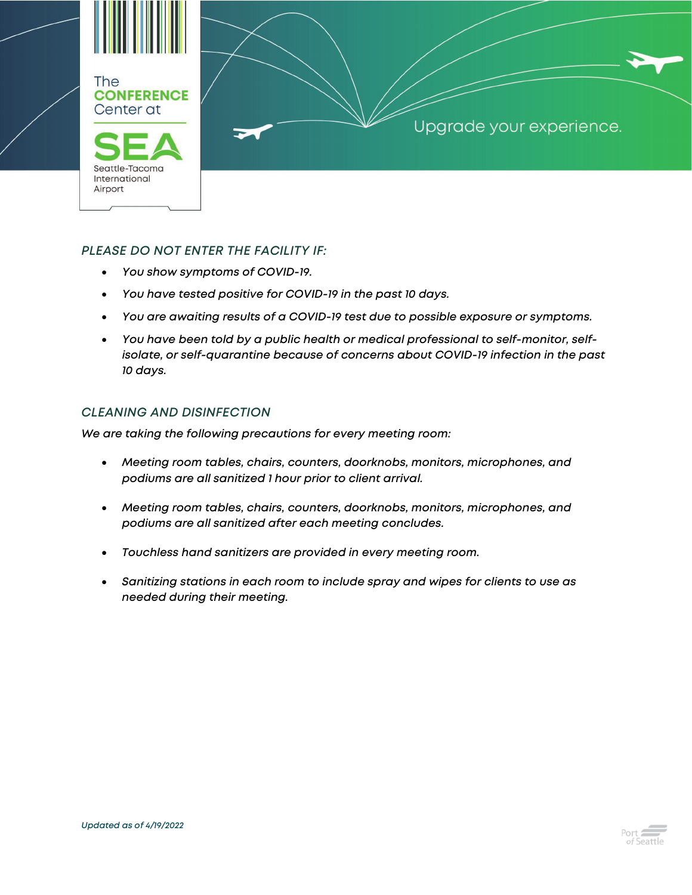# The CONFERENCE Center at SEA

Seattle-Tacoma International Airport

Upgrade your experience.

## *PLEASE DO NOT ENTER THE FACILITY IF:*

- *You show symptoms of COVID-19.*
- *You have tested positive for COVID-19 in the past 10 days.*
- *You are awaiting results of a COVID-19 test due to possible exposure or symptoms.*
- *You have been told by a public health or medical professional to self-monitor, self-isolate, or self-quarantine because of concerns about COVID-19 infection in the past 10 days.*

## *CLEANING AND DISINFECTION*

*We are taking the following precautions for every meeting room:*

- *Meeting room tables, chairs, counters, doorknobs, monitors, microphones, and podiums are all sanitized 1 hour prior to client arrival.*
- *Meeting room tables, chairs, counters, doorknobs, monitors, microphones, and podiums are all sanitized after each meeting concludes.*
- *Touchless hand sanitizers are provided in every meeting room.*
- *Sanitizing stations in each room to include spray and wipes for clients to use as needed during their meeting.*

*Updated as of 4/19/2022*

Port of Seattle